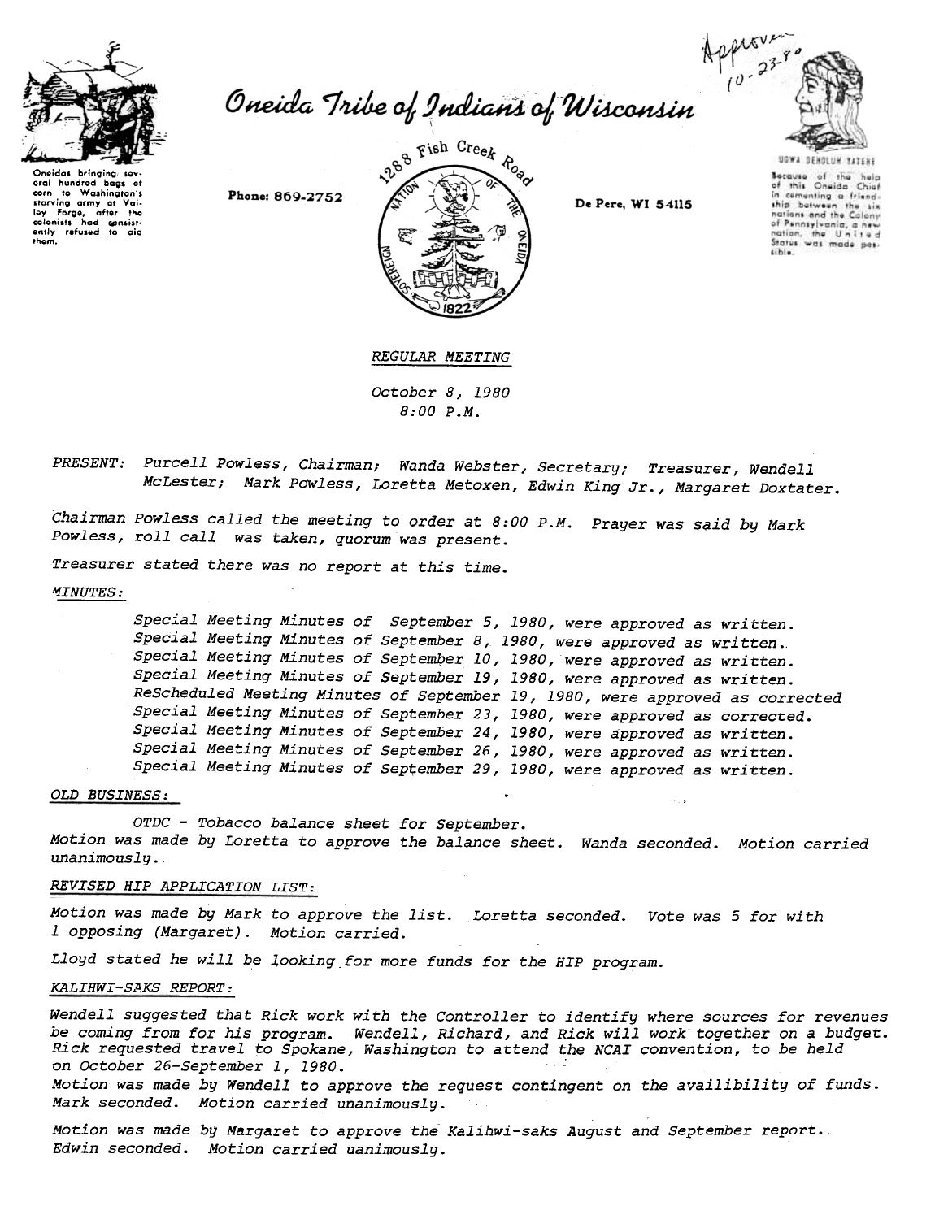Approved 10-23-80

# Oneida Tribe of Indians of Wisconsin

Oneidas bringing several hundred bags of corn to Washington's starving army at Valley Forge, after the colonists had consistently refused to aid them.

Phone: 869-2752

1288 Fish Creek Road

De Pere, WI 54115

UGWA DEHOLUH YATEHE

Because of the help of this Oneida Chief in cementing a friendship between the six nations and the Colony of Pennsylvania, a new nation, the United States was made possible.

*REGULAR MEETING*

*October 8, 1980*
*8:00 P.M.*

*PRESENT: Purcell Powless, Chairman; Wanda Webster, Secretary; Treasurer, Wendell McLester; Mark Powless, Loretta Metoxen, Edwin King Jr., Margaret Doxtater.*

*Chairman Powless called the meeting to order at 8:00 P.M. Prayer was said by Mark Powless, roll call was taken, quorum was present.*

*Treasurer stated there was no report at this time.*

*MINUTES:*

*Special Meeting Minutes of September 5, 1980, were approved as written.*
*Special Meeting Minutes of September 8, 1980, were approved as written.*
*Special Meeting Minutes of September 10, 1980, were approved as written.*
*Special Meeting Minutes of September 19, 1980, were approved as written.*
*ReScheduled Meeting Minutes of September 19, 1980, were approved as corrected*
*Special Meeting Minutes of September 23, 1980, were approved as corrected.*
*Special Meeting Minutes of September 24, 1980, were approved as written.*
*Special Meeting Minutes of September 26, 1980, were approved as written.*
*Special Meeting Minutes of September 29, 1980, were approved as written.*

*OLD BUSINESS:*

*OTDC - Tobacco balance sheet for September.*
*Motion was made by Loretta to approve the balance sheet. Wanda seconded. Motion carried unanimously.*

*REVISED HIP APPLICATION LIST:*

*Motion was made by Mark to approve the list. Loretta seconded. Vote was 5 for with 1 opposing (Margaret). Motion carried.*

*Lloyd stated he will be looking for more funds for the HIP program.*

*KALIHWI-SAKS REPORT:*

*Wendell suggested that Rick work with the Controller to identify where sources for revenues be coming from for his program. Wendell, Richard, and Rick will work together on a budget. Rick requested travel to Spokane, Washington to attend the NCAI convention, to be held on October 26-September 1, 1980.*
*Motion was made by Wendell to approve the request contingent on the availibility of funds. Mark seconded. Motion carried unanimously.*

*Motion was made by Margaret to approve the Kalihwi-saks August and September report. Edwin seconded. Motion carried uanimously.*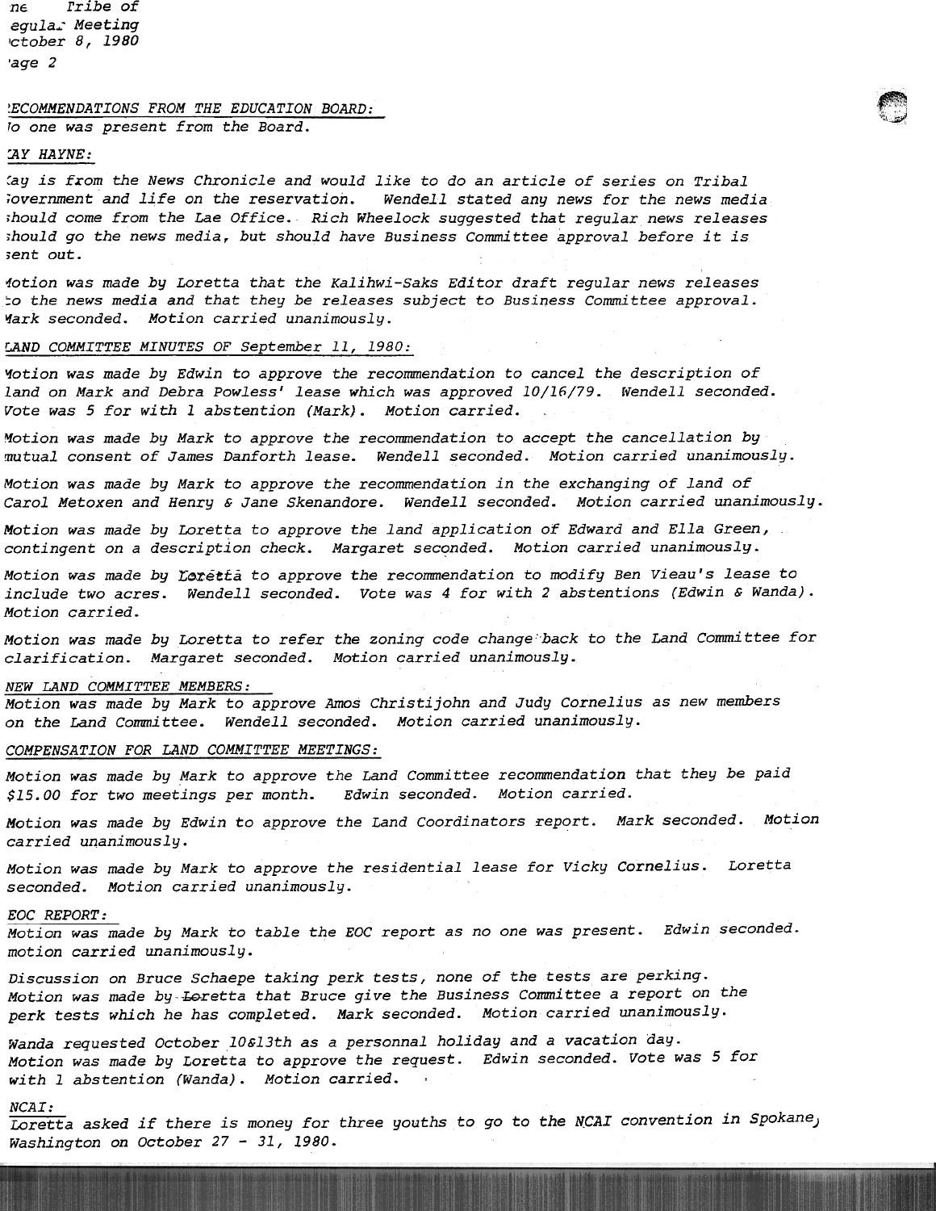## RECOMMENDATIONS FROM THE EDUCATION BOARD:

No one was present from the Board.

## KAY HAYNE:

Kay is from the News Chronicle and would like to do an article of series on Tribal Government and life on the reservation. Wendell stated any news for the news media should come from the Lae Office. Rich Wheelock suggested that regular news releases should go the news media, but should have Business Committee approval before it is sent out.

Motion was made by Loretta that the Kalihwi-Saks Editor draft regular news releases to the news media and that they be releases subject to Business Committee approval. Mark seconded. Motion carried unanimously.

## LAND COMMITTEE MINUTES OF September 11, 1980:

Motion was made by Edwin to approve the recommendation to cancel the description of land on Mark and Debra Powless' lease which was approved 10/16/79. Wendell seconded. Vote was 5 for with 1 abstention (Mark). Motion carried.

Motion was made by Mark to approve the recommendation to accept the cancellation by mutual consent of James Danforth lease. Wendell seconded. Motion carried unanimously.

Motion was made by Mark to approve the recommendation in the exchanging of land of Carol Metoxen and Henry & Jane Skenandore. Wendell seconded. Motion carried unanimously.

Motion was made by Loretta to approve the land application of Edward and Ella Green, contingent on a description check. Margaret seconded. Motion carried unanimously.

Motion was made by Loretta to approve the recommendation to modify Ben Vieau's lease to include two acres. Wendell seconded. Vote was 4 for with 2 abstentions (Edwin & Wanda). Motion carried.

Motion was made by Loretta to refer the zoning code change back to the Land Committee for clarification. Margaret seconded. Motion carried unanimously.

## NEW LAND COMMITTEE MEMBERS:

Motion was made by Mark to approve Amos Christijohn and Judy Cornelius as new members on the Land Committee. Wendell seconded. Motion carried unanimously.

## COMPENSATION FOR LAND COMMITTEE MEETINGS:

Motion was made by Mark to approve the Land Committee recommendation that they be paid $15.00 for two meetings per month. Edwin seconded. Motion carried.

Motion was made by Edwin to approve the Land Coordinators report. Mark seconded. Motion carried unanimously.

Motion was made by Mark to approve the residential lease for Vicky Cornelius. Loretta seconded. Motion carried unanimously.

## EOC REPORT:

Motion was made by Mark to table the EOC report as no one was present. Edwin seconded. motion carried unanimously.

Discussion on Bruce Schaepe taking perk tests, none of the tests are perking. Motion was made by ~~Loretta~~ that Bruce give the Business Committee a report on the perk tests which he has completed. Mark seconded. Motion carried unanimously.

Wanda requested October 10&13th as a personnal holiday and a vacation day. Motion was made by Loretta to approve the request. Edwin seconded. Vote was 5 for with 1 abstention (Wanda). Motion carried.

## NCAI:

Loretta asked if there is money for three youths to go to the NCAI convention in Spokane, Washington on October 27 - 31, 1980.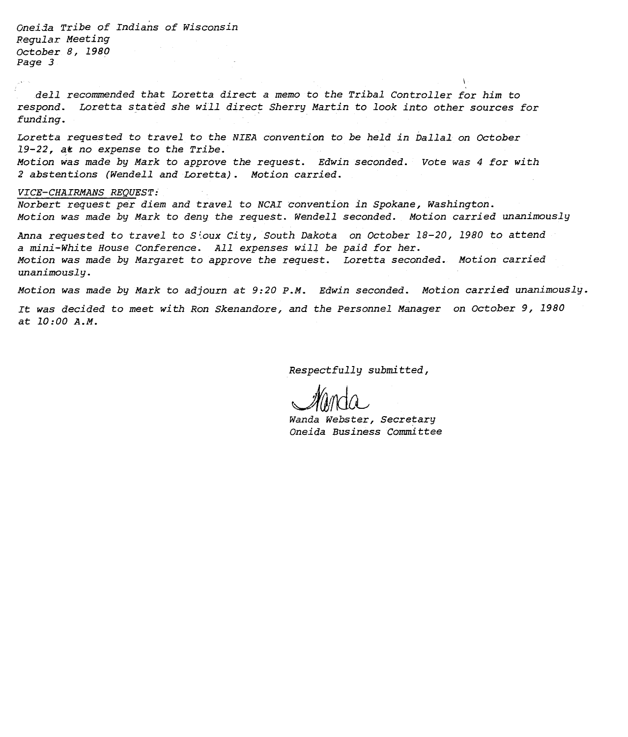dell recommended that Loretta direct a memo to the Tribal Controller for him to respond. Loretta stated she will direct Sherry Martin to look into other sources for funding.

Loretta requested to travel to the NIEA convention to be held in Dallal on October 19-22, at no expense to the Tribe.
Motion was made by Mark to approve the request. Edwin seconded. Vote was 4 for with 2 abstentions (Wendell and Loretta). Motion carried.

VICE-CHAIRMANS REQUEST:
Norbert request per diem and travel to NCAI convention in Spokane, Washington.
Motion was made by Mark to deny the request. Wendell seconded. Motion carried unanimously

Anna requested to travel to Sioux City, South Dakota on October 18-20, 1980 to attend a mini-White House Conference. All expenses will be paid for her.
Motion was made by Margaret to approve the request. Loretta seconded. Motion carried unanimously.

Motion was made by Mark to adjourn at 9:20 P.M. Edwin seconded. Motion carried unanimously.

It was decided to meet with Ron Skenandore, and the Personnel Manager on October 9, 1980 at 10:00 A.M.

Respectfully submitted,

Wanda

Wanda Webster, Secretary
Oneida Business Committee